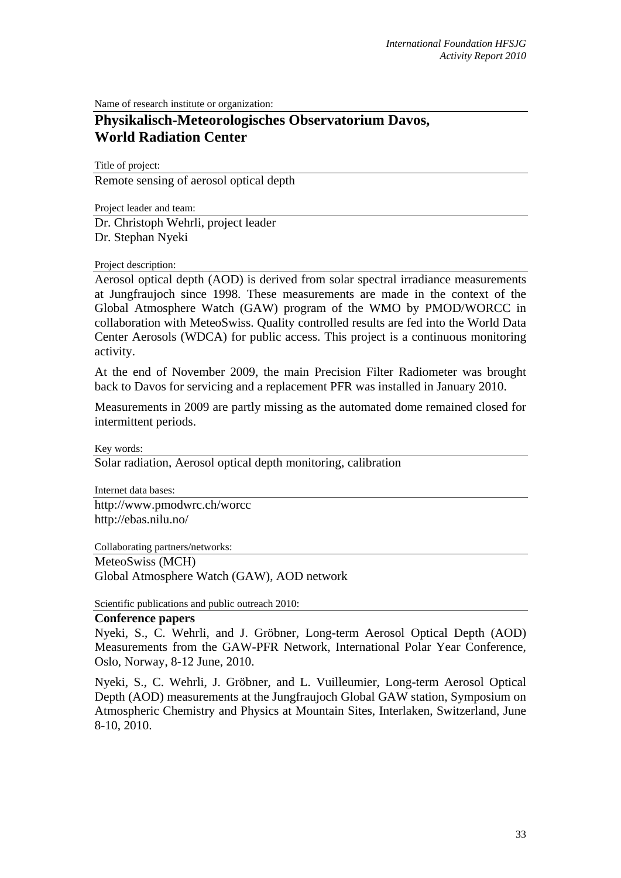Name of research institute or organization:

# Physikalisch-Meteorologisches Observatorium Davos, World Radiation Center

Title of project:

Remote sensing of aerosol optical depth

Project leader and team:

Dr. Christoph Wehrli, project leader
Dr. Stephan Nyeki

Project description:

Aerosol optical depth (AOD) is derived from solar spectral irradiance measurements at Jungfraujoch since 1998. These measurements are made in the context of the Global Atmosphere Watch (GAW) program of the WMO by PMOD/WORCC in collaboration with MeteoSwiss. Quality controlled results are fed into the World Data Center Aerosols (WDCA) for public access. This project is a continuous monitoring activity.

At the end of November 2009, the main Precision Filter Radiometer was brought back to Davos for servicing and a replacement PFR was installed in January 2010.

Measurements in 2009 are partly missing as the automated dome remained closed for intermittent periods.

Key words:

Solar radiation, Aerosol optical depth monitoring, calibration

Internet data bases:

http://www.pmodwrc.ch/worcc
http://ebas.nilu.no/

Collaborating partners/networks:

MeteoSwiss (MCH)
Global Atmosphere Watch (GAW), AOD network

Scientific publications and public outreach 2010:

**Conference papers**

Nyeki, S., C. Wehrli, and J. Gröbner, Long-term Aerosol Optical Depth (AOD) Measurements from the GAW-PFR Network, International Polar Year Conference, Oslo, Norway, 8-12 June, 2010.

Nyeki, S., C. Wehrli, J. Gröbner, and L. Vuilleumier, Long-term Aerosol Optical Depth (AOD) measurements at the Jungfraujoch Global GAW station, Symposium on Atmospheric Chemistry and Physics at Mountain Sites, Interlaken, Switzerland, June 8-10, 2010.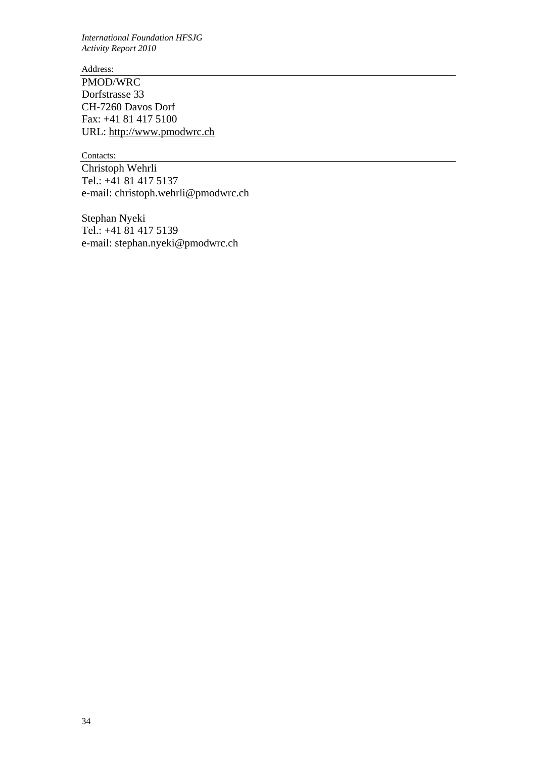Address:

PMOD/WRC
Dorfstrasse 33
CH-7260 Davos Dorf
Fax: +41 81 417 5100
URL: http://www.pmodwrc.ch

Contacts:

Christoph Wehrli
Tel.: +41 81 417 5137
e-mail: christoph.wehrli@pmodwrc.ch

Stephan Nyeki
Tel.: +41 81 417 5139
e-mail: stephan.nyeki@pmodwrc.ch